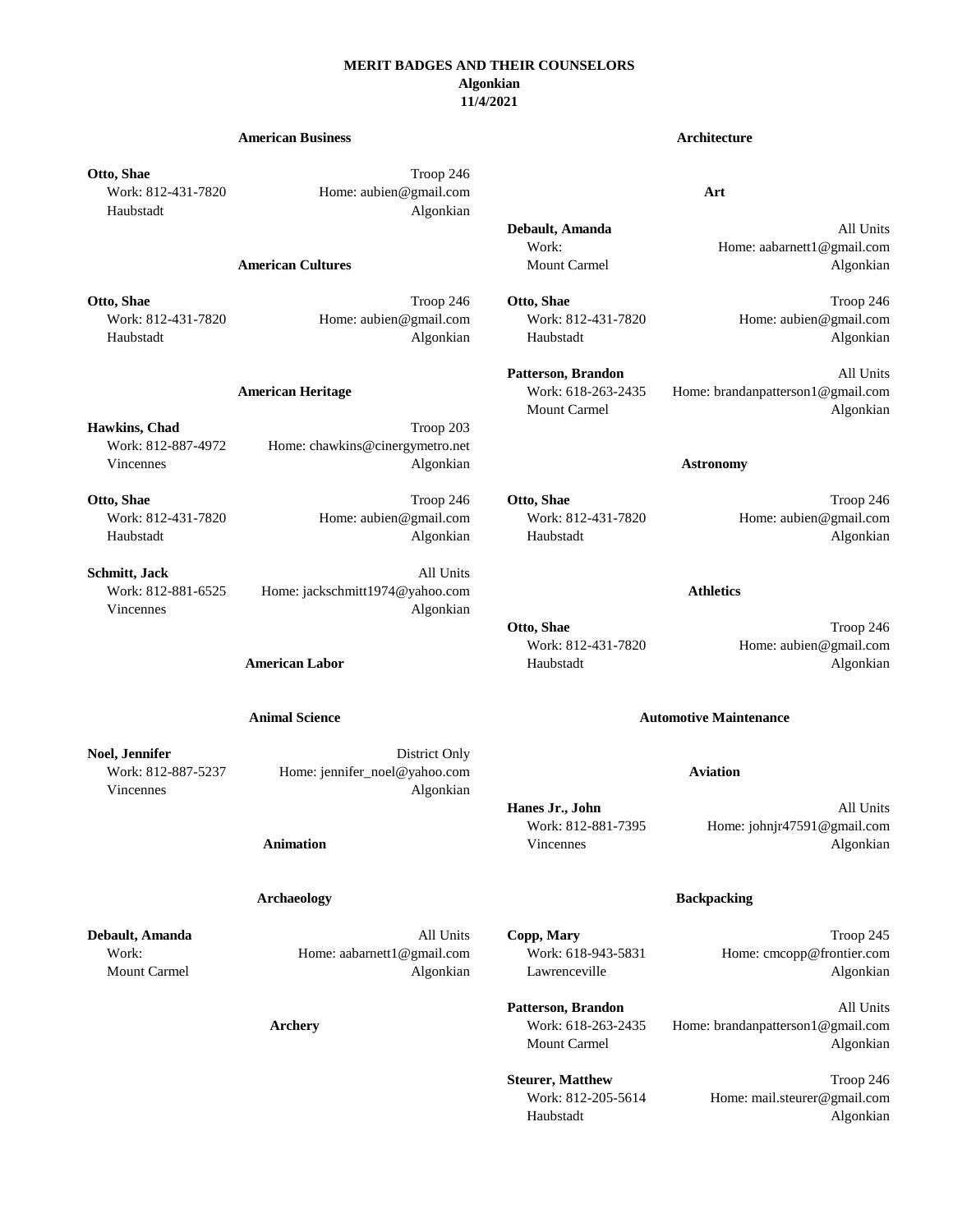# MERIT BADGES AND THEIR COUNSELORS

**Algonkian**

**11/4/2021**

### American Business

**Otto, Shae** — Troop 246
Work: 812-431-7820 — Home: aubien@gmail.com
Haubstadt — Algonkian

### American Cultures

**Otto, Shae** — Troop 246
Work: 812-431-7820 — Home: aubien@gmail.com
Haubstadt — Algonkian

### American Heritage

**Hawkins, Chad** — Troop 203
Work: 812-887-4972 — Home: chawkins@cinergymetro.net
Vincennes — Algonkian

**Otto, Shae** — Troop 246
Work: 812-431-7820 — Home: aubien@gmail.com
Haubstadt — Algonkian

**Schmitt, Jack** — All Units
Work: 812-881-6525 — Home: jackschmitt1974@yahoo.com
Vincennes — Algonkian

### American Labor

### Animal Science

**Noel, Jennifer** — District Only
Work: 812-887-5237 — Home: jennifer_noel@yahoo.com
Vincennes — Algonkian

### Animation

### Archaeology

**Debault, Amanda** — All Units
Work: — Home: aabarnett1@gmail.com
Mount Carmel — Algonkian

### Archery

### Architecture

### Art

**Debault, Amanda** — All Units
Work: — Home: aabarnett1@gmail.com
Mount Carmel — Algonkian

**Otto, Shae** — Troop 246
Work: 812-431-7820 — Home: aubien@gmail.com
Haubstadt — Algonkian

**Patterson, Brandon** — All Units
Work: 618-263-2435 — Home: brandanpatterson1@gmail.com
Mount Carmel — Algonkian

### Astronomy

**Otto, Shae** — Troop 246
Work: 812-431-7820 — Home: aubien@gmail.com
Haubstadt — Algonkian

### Athletics

**Otto, Shae** — Troop 246
Work: 812-431-7820 — Home: aubien@gmail.com
Haubstadt — Algonkian

### Automotive Maintenance

### Aviation

**Hanes Jr., John** — All Units
Work: 812-881-7395 — Home: johnjr47591@gmail.com
Vincennes — Algonkian

### Backpacking

**Copp, Mary** — Troop 245
Work: 618-943-5831 — Home: cmcopp@frontier.com
Lawrenceville — Algonkian

**Patterson, Brandon** — All Units
Work: 618-263-2435 — Home: brandanpatterson1@gmail.com
Mount Carmel — Algonkian

**Steurer, Matthew** — Troop 246
Work: 812-205-5614 — Home: mail.steurer@gmail.com
Haubstadt — Algonkian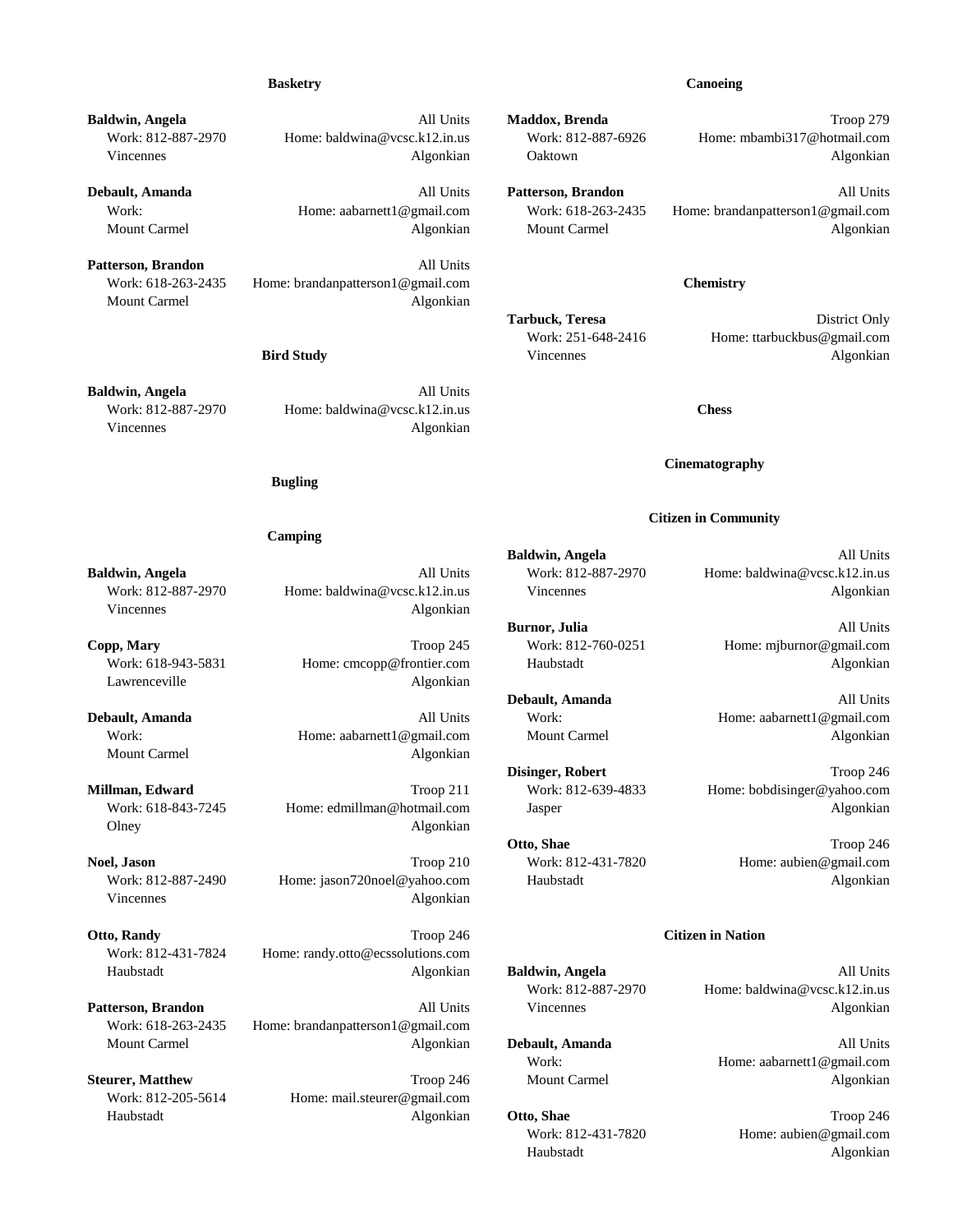### Basketry

**Baldwin, Angela** — All Units
Work: 812-887-2970 — Home: baldwina@vcsc.k12.in.us
Vincennes — Algonkian

**Debault, Amanda** — All Units
Work: — Home: aabarnett1@gmail.com
Mount Carmel — Algonkian

**Patterson, Brandon** — All Units
Work: 618-263-2435 — Home: brandanpatterson1@gmail.com
Mount Carmel — Algonkian

### Bird Study

**Baldwin, Angela** — All Units
Work: 812-887-2970 — Home: baldwina@vcsc.k12.in.us
Vincennes — Algonkian

### Bugling

### Camping

**Baldwin, Angela** — All Units
Work: 812-887-2970 — Home: baldwina@vcsc.k12.in.us
Vincennes — Algonkian

**Copp, Mary** — Troop 245
Work: 618-943-5831 — Home: cmcopp@frontier.com
Lawrenceville — Algonkian

**Debault, Amanda** — All Units
Work: — Home: aabarnett1@gmail.com
Mount Carmel — Algonkian

**Millman, Edward** — Troop 211
Work: 618-843-7245 — Home: edmillman@hotmail.com
Olney — Algonkian

**Noel, Jason** — Troop 210
Work: 812-887-2490 — Home: jason720noel@yahoo.com
Vincennes — Algonkian

**Otto, Randy** — Troop 246
Work: 812-431-7824 — Home: randy.otto@ecssolutions.com
Haubstadt — Algonkian

**Patterson, Brandon** — All Units
Work: 618-263-2435 — Home: brandanpatterson1@gmail.com
Mount Carmel — Algonkian

**Steurer, Matthew** — Troop 246
Work: 812-205-5614 — Home: mail.steurer@gmail.com
Haubstadt — Algonkian

### Canoeing

**Maddox, Brenda** — Troop 279
Work: 812-887-6926 — Home: mbambi317@hotmail.com
Oaktown — Algonkian

**Patterson, Brandon** — All Units
Work: 618-263-2435 — Home: brandanpatterson1@gmail.com
Mount Carmel — Algonkian

### Chemistry

**Tarbuck, Teresa** — District Only
Work: 251-648-2416 — Home: ttarbuckbus@gmail.com
Vincennes — Algonkian

### Chess

### Cinematography

### Citizen in Community

**Baldwin, Angela** — All Units
Work: 812-887-2970 — Home: baldwina@vcsc.k12.in.us
Vincennes — Algonkian

**Burnor, Julia** — All Units
Work: 812-760-0251 — Home: mjburnor@gmail.com
Haubstadt — Algonkian

**Debault, Amanda** — All Units
Work: — Home: aabarnett1@gmail.com
Mount Carmel — Algonkian

**Disinger, Robert** — Troop 246
Work: 812-639-4833 — Home: bobdisinger@yahoo.com
Jasper — Algonkian

**Otto, Shae** — Troop 246
Work: 812-431-7820 — Home: aubien@gmail.com
Haubstadt — Algonkian

### Citizen in Nation

**Baldwin, Angela** — All Units
Work: 812-887-2970 — Home: baldwina@vcsc.k12.in.us
Vincennes — Algonkian

**Debault, Amanda** — All Units
Work: — Home: aabarnett1@gmail.com
Mount Carmel — Algonkian

**Otto, Shae** — Troop 246
Work: 812-431-7820 — Home: aubien@gmail.com
Haubstadt — Algonkian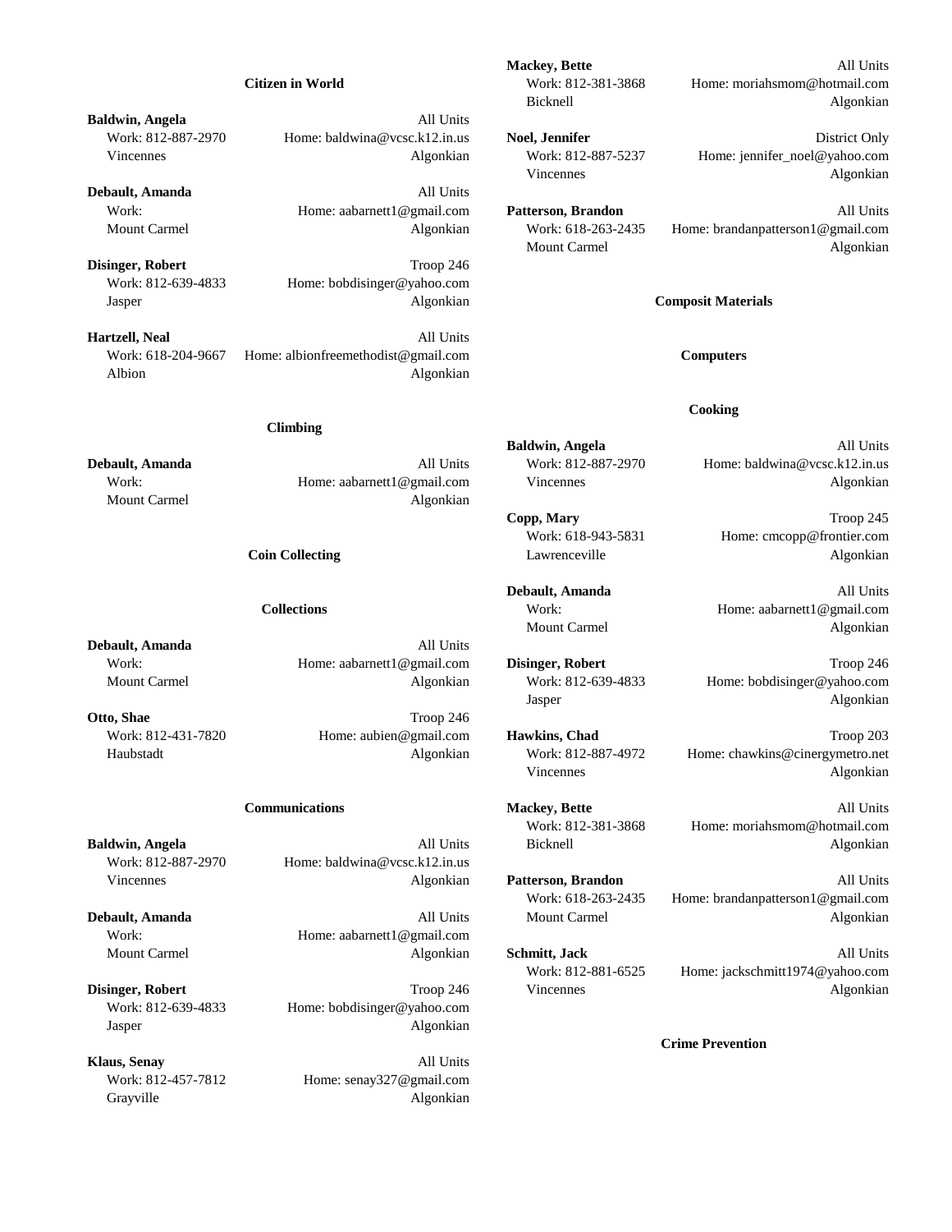### Citizen in World

**Baldwin, Angela** All Units
Work: 812-887-2970 Home: baldwina@vcsc.k12.in.us
Vincennes Algonkian

**Debault, Amanda** All Units
Work: Home: aabarnett1@gmail.com
Mount Carmel Algonkian

**Disinger, Robert** Troop 246
Work: 812-639-4833 Home: bobdisinger@yahoo.com
Jasper Algonkian

**Hartzell, Neal** All Units
Work: 618-204-9667 Home: albionfreemethodist@gmail.com
Albion Algonkian

**Mackey, Bette** All Units
Work: 812-381-3868 Home: moriahsmom@hotmail.com
Bicknell Algonkian

**Noel, Jennifer** District Only
Work: 812-887-5237 Home: jennifer_noel@yahoo.com
Vincennes Algonkian

**Patterson, Brandon** All Units
Work: 618-263-2435 Home: brandanpatterson1@gmail.com
Mount Carmel Algonkian

### Climbing

**Debault, Amanda** All Units
Work: Home: aabarnett1@gmail.com
Mount Carmel Algonkian

### Coin Collecting

### Collections

**Debault, Amanda** All Units
Work: Home: aabarnett1@gmail.com
Mount Carmel Algonkian

**Otto, Shae** Troop 246
Work: 812-431-7820 Home: aubien@gmail.com
Haubstadt Algonkian

### Communications

**Baldwin, Angela** All Units
Work: 812-887-2970 Home: baldwina@vcsc.k12.in.us
Vincennes Algonkian

**Debault, Amanda** All Units
Work: Home: aabarnett1@gmail.com
Mount Carmel Algonkian

**Disinger, Robert** Troop 246
Work: 812-639-4833 Home: bobdisinger@yahoo.com
Jasper Algonkian

**Klaus, Senay** All Units
Work: 812-457-7812 Home: senay327@gmail.com
Grayville Algonkian

### Composit Materials

### Computers

### Cooking

**Baldwin, Angela** All Units
Work: 812-887-2970 Home: baldwina@vcsc.k12.in.us
Vincennes Algonkian

**Copp, Mary** Troop 245
Work: 618-943-5831 Home: cmcopp@frontier.com
Lawrenceville Algonkian

**Debault, Amanda** All Units
Work: Home: aabarnett1@gmail.com
Mount Carmel Algonkian

**Disinger, Robert** Troop 246
Work: 812-639-4833 Home: bobdisinger@yahoo.com
Jasper Algonkian

**Hawkins, Chad** Troop 203
Work: 812-887-4972 Home: chawkins@cinergymetro.net
Vincennes Algonkian

**Mackey, Bette** All Units
Work: 812-381-3868 Home: moriahsmom@hotmail.com
Bicknell Algonkian

**Patterson, Brandon** All Units
Work: 618-263-2435 Home: brandanpatterson1@gmail.com
Mount Carmel Algonkian

**Schmitt, Jack** All Units
Work: 812-881-6525 Home: jackschmitt1974@yahoo.com
Vincennes Algonkian

### Crime Prevention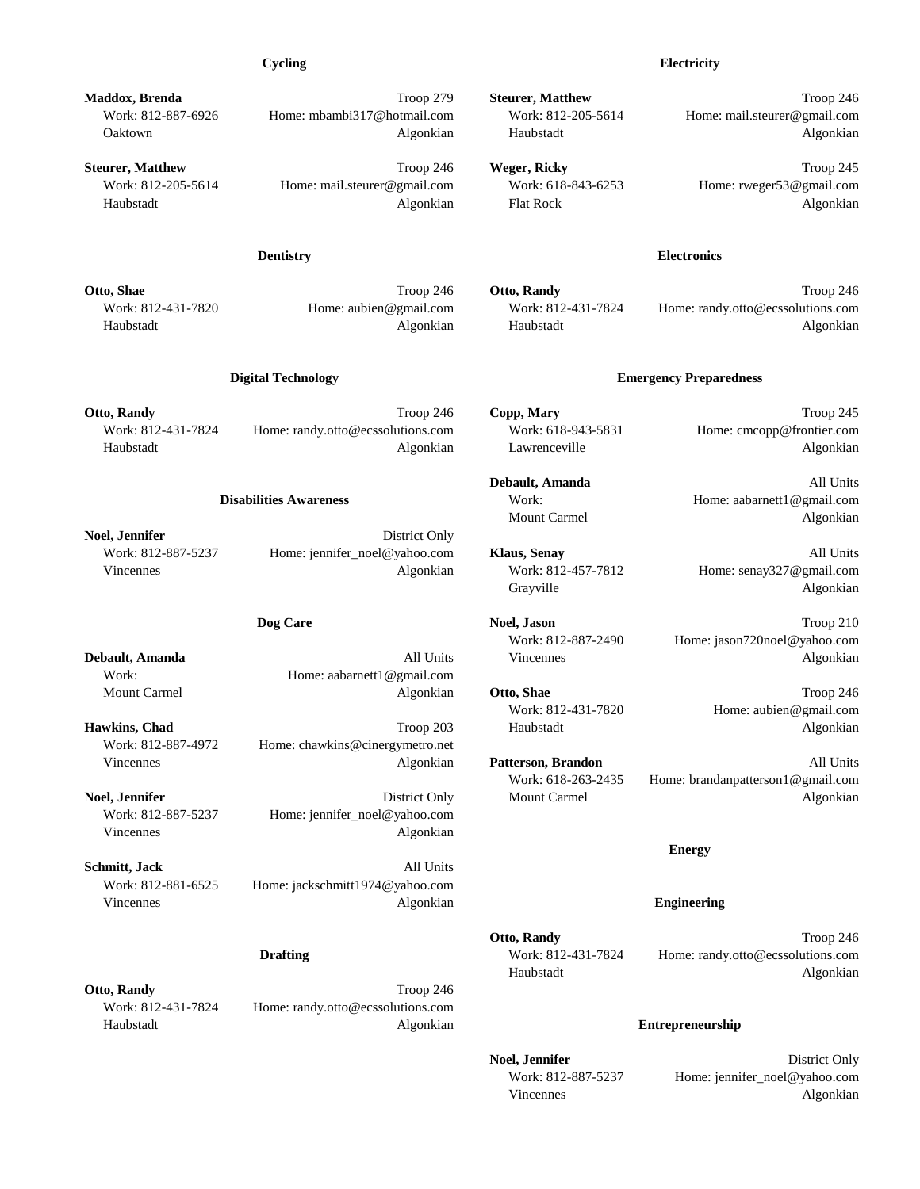### Cycling

**Maddox, Brenda** — Troop 279
Work: 812-887-6926 — Home: mbambi317@hotmail.com
Oaktown — Algonkian

**Steurer, Matthew** — Troop 246
Work: 812-205-5614 — Home: mail.steurer@gmail.com
Haubstadt — Algonkian

### Dentistry

**Otto, Shae** — Troop 246
Work: 812-431-7820 — Home: aubien@gmail.com
Haubstadt — Algonkian

### Digital Technology

**Otto, Randy** — Troop 246
Work: 812-431-7824 — Home: randy.otto@ecssolutions.com
Haubstadt — Algonkian

### Disabilities Awareness

**Noel, Jennifer** — District Only
Work: 812-887-5237 — Home: jennifer_noel@yahoo.com
Vincennes — Algonkian

### Dog Care

**Debault, Amanda** — All Units
Work: — Home: aabarnett1@gmail.com
Mount Carmel — Algonkian

**Hawkins, Chad** — Troop 203
Work: 812-887-4972 — Home: chawkins@cinergymetro.net
Vincennes — Algonkian

**Noel, Jennifer** — District Only
Work: 812-887-5237 — Home: jennifer_noel@yahoo.com
Vincennes — Algonkian

**Schmitt, Jack** — All Units
Work: 812-881-6525 — Home: jackschmitt1974@yahoo.com
Vincennes — Algonkian

### Drafting

**Otto, Randy** — Troop 246
Work: 812-431-7824 — Home: randy.otto@ecssolutions.com
Haubstadt — Algonkian

### Electricity

**Steurer, Matthew** — Troop 246
Work: 812-205-5614 — Home: mail.steurer@gmail.com
Haubstadt — Algonkian

**Weger, Ricky** — Troop 245
Work: 618-843-6253 — Home: rweger53@gmail.com
Flat Rock — Algonkian

### Electronics

**Otto, Randy** — Troop 246
Work: 812-431-7824 — Home: randy.otto@ecssolutions.com
Haubstadt — Algonkian

### Emergency Preparedness

**Copp, Mary** — Troop 245
Work: 618-943-5831 — Home: cmcopp@frontier.com
Lawrenceville — Algonkian

**Debault, Amanda** — All Units
Work: — Home: aabarnett1@gmail.com
Mount Carmel — Algonkian

**Klaus, Senay** — All Units
Work: 812-457-7812 — Home: senay327@gmail.com
Grayville — Algonkian

**Noel, Jason** — Troop 210
Work: 812-887-2490 — Home: jason720noel@yahoo.com
Vincennes — Algonkian

**Otto, Shae** — Troop 246
Work: 812-431-7820 — Home: aubien@gmail.com
Haubstadt — Algonkian

**Patterson, Brandon** — All Units
Work: 618-263-2435 — Home: brandanpatterson1@gmail.com
Mount Carmel — Algonkian

### Energy

### Engineering

**Otto, Randy** — Troop 246
Work: 812-431-7824 — Home: randy.otto@ecssolutions.com
Haubstadt — Algonkian

### Entrepreneurship

**Noel, Jennifer** — District Only
Work: 812-887-5237 — Home: jennifer_noel@yahoo.com
Vincennes — Algonkian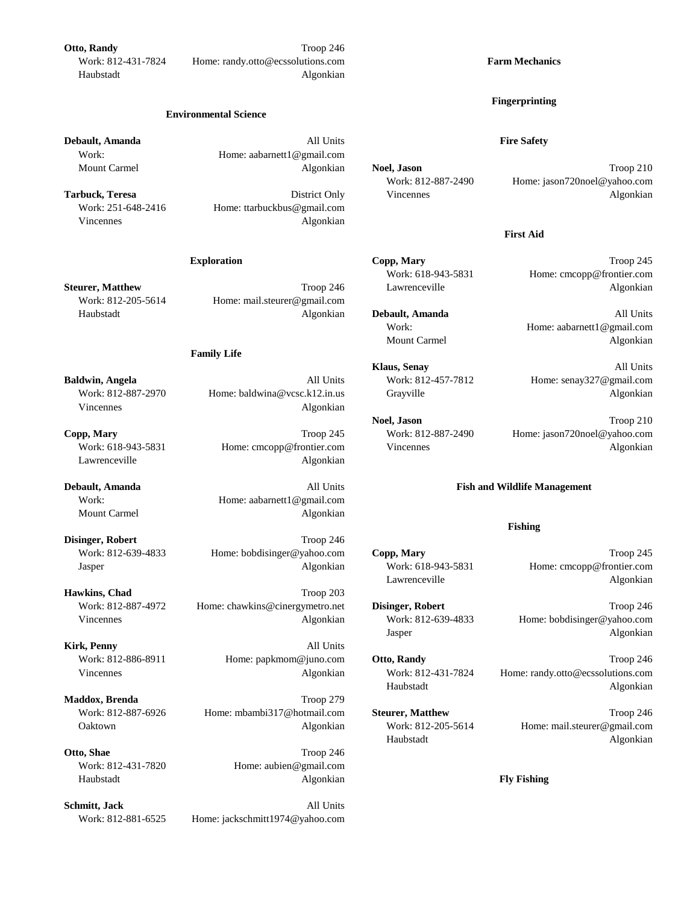**Otto, Randy** Troop 246
Work: 812-431-7824 Home: randy.otto@ecssolutions.com
Haubstadt Algonkian

### Environmental Science

**Debault, Amanda** All Units
Work: Home: aabarnett1@gmail.com
Mount Carmel Algonkian

**Tarbuck, Teresa** District Only
Work: 251-648-2416 Home: ttarbuckbus@gmail.com
Vincennes Algonkian

### Exploration

**Steurer, Matthew** Troop 246
Work: 812-205-5614 Home: mail.steurer@gmail.com
Haubstadt Algonkian

### Family Life

**Baldwin, Angela** All Units
Work: 812-887-2970 Home: baldwina@vcsc.k12.in.us
Vincennes Algonkian

**Copp, Mary** Troop 245
Work: 618-943-5831 Home: cmcopp@frontier.com
Lawrenceville Algonkian

**Debault, Amanda** All Units
Work: Home: aabarnett1@gmail.com
Mount Carmel Algonkian

**Disinger, Robert** Troop 246
Work: 812-639-4833 Home: bobdisinger@yahoo.com
Jasper Algonkian

**Hawkins, Chad** Troop 203
Work: 812-887-4972 Home: chawkins@cinergymetro.net
Vincennes Algonkian

**Kirk, Penny** All Units
Work: 812-886-8911 Home: papkmom@juno.com
Vincennes Algonkian

**Maddox, Brenda** Troop 279
Work: 812-887-6926 Home: mbambi317@hotmail.com
Oaktown Algonkian

**Otto, Shae** Troop 246
Work: 812-431-7820 Home: aubien@gmail.com
Haubstadt Algonkian

**Schmitt, Jack** All Units
Work: 812-881-6525 Home: jackschmitt1974@yahoo.com

### Farm Mechanics

### Fingerprinting

### Fire Safety

**Noel, Jason** Troop 210
Work: 812-887-2490 Home: jason720noel@yahoo.com
Vincennes Algonkian

### First Aid

**Copp, Mary** Troop 245
Work: 618-943-5831 Home: cmcopp@frontier.com
Lawrenceville Algonkian

**Debault, Amanda** All Units
Work: Home: aabarnett1@gmail.com
Mount Carmel Algonkian

**Klaus, Senay** All Units
Work: 812-457-7812 Home: senay327@gmail.com
Grayville Algonkian

**Noel, Jason** Troop 210
Work: 812-887-2490 Home: jason720noel@yahoo.com
Vincennes Algonkian

### Fish and Wildlife Management

### Fishing

**Copp, Mary** Troop 245
Work: 618-943-5831 Home: cmcopp@frontier.com
Lawrenceville Algonkian

**Disinger, Robert** Troop 246
Work: 812-639-4833 Home: bobdisinger@yahoo.com
Jasper Algonkian

**Otto, Randy** Troop 246
Work: 812-431-7824 Home: randy.otto@ecssolutions.com
Haubstadt Algonkian

**Steurer, Matthew** Troop 246
Work: 812-205-5614 Home: mail.steurer@gmail.com
Haubstadt Algonkian

### Fly Fishing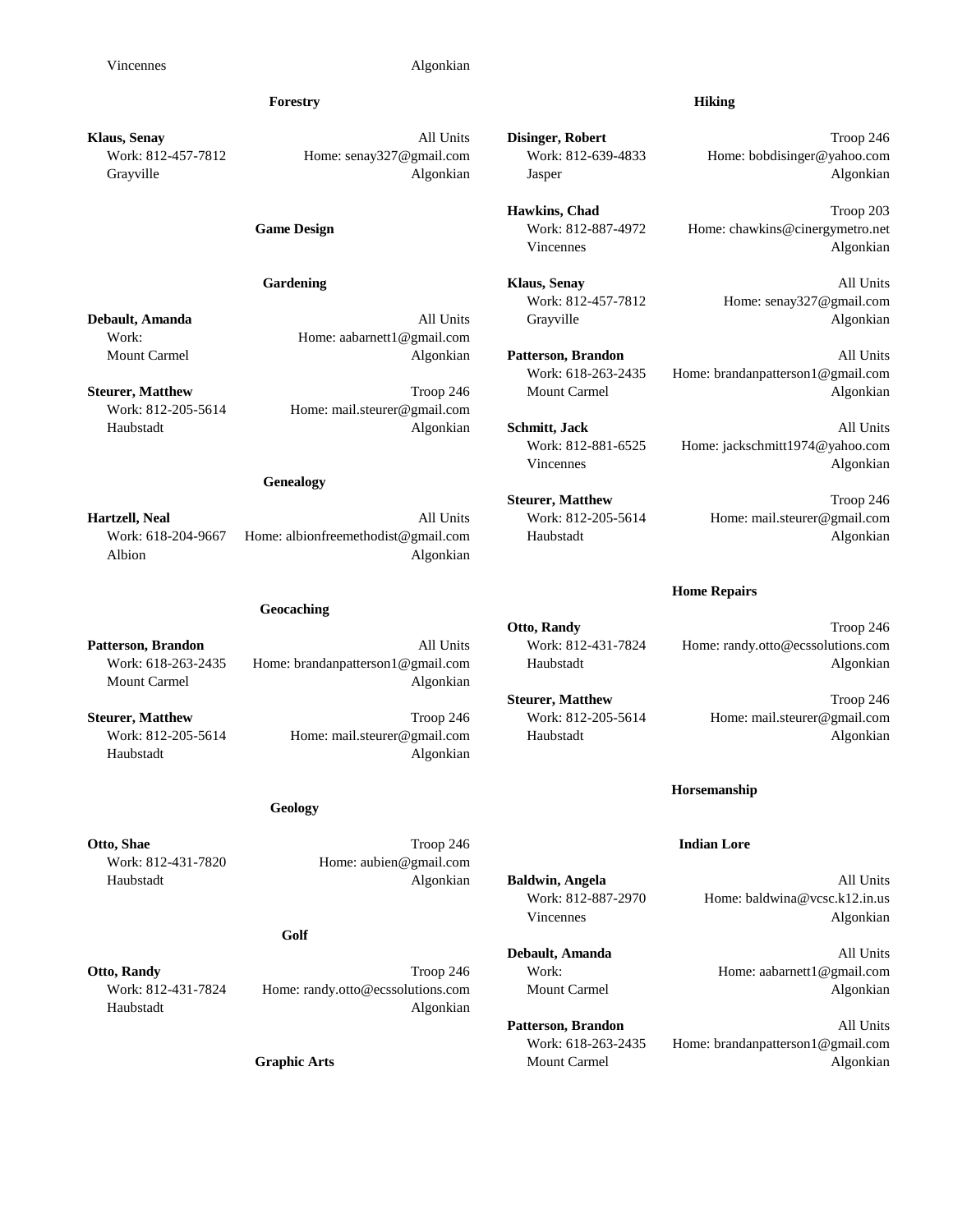Vincennes Algonkian

### Forestry

**Klaus, Senay** All Units
Work: 812-457-7812 Home: senay327@gmail.com
Grayville Algonkian

### Game Design

### Gardening

**Debault, Amanda** All Units
Work: Home: aabarnett1@gmail.com
Mount Carmel Algonkian

**Steurer, Matthew** Troop 246
Work: 812-205-5614 Home: mail.steurer@gmail.com
Haubstadt Algonkian

### Genealogy

**Hartzell, Neal** All Units
Work: 618-204-9667 Home: albionfreemethodist@gmail.com
Albion Algonkian

### Geocaching

**Patterson, Brandon** All Units
Work: 618-263-2435 Home: brandanpatterson1@gmail.com
Mount Carmel Algonkian

**Steurer, Matthew** Troop 246
Work: 812-205-5614 Home: mail.steurer@gmail.com
Haubstadt Algonkian

### Geology

**Otto, Shae** Troop 246
Work: 812-431-7820 Home: aubien@gmail.com
Haubstadt Algonkian

### Golf

**Otto, Randy** Troop 246
Work: 812-431-7824 Home: randy.otto@ecssolutions.com
Haubstadt Algonkian

### Graphic Arts

### Hiking

**Disinger, Robert** Troop 246
Work: 812-639-4833 Home: bobdisinger@yahoo.com
Jasper Algonkian

**Hawkins, Chad** Troop 203
Work: 812-887-4972 Home: chawkins@cinergymetro.net
Vincennes Algonkian

**Klaus, Senay** All Units
Work: 812-457-7812 Home: senay327@gmail.com
Grayville Algonkian

**Patterson, Brandon** All Units
Work: 618-263-2435 Home: brandanpatterson1@gmail.com
Mount Carmel Algonkian

**Schmitt, Jack** All Units
Work: 812-881-6525 Home: jackschmitt1974@yahoo.com
Vincennes Algonkian

**Steurer, Matthew** Troop 246
Work: 812-205-5614 Home: mail.steurer@gmail.com
Haubstadt Algonkian

### Home Repairs

**Otto, Randy** Troop 246
Work: 812-431-7824 Home: randy.otto@ecssolutions.com
Haubstadt Algonkian

**Steurer, Matthew** Troop 246
Work: 812-205-5614 Home: mail.steurer@gmail.com
Haubstadt Algonkian

### Horsemanship

### Indian Lore

**Baldwin, Angela** All Units
Work: 812-887-2970 Home: baldwina@vcsc.k12.in.us
Vincennes Algonkian

**Debault, Amanda** All Units
Work: Home: aabarnett1@gmail.com
Mount Carmel Algonkian

**Patterson, Brandon** All Units
Work: 618-263-2435 Home: brandanpatterson1@gmail.com
Mount Carmel Algonkian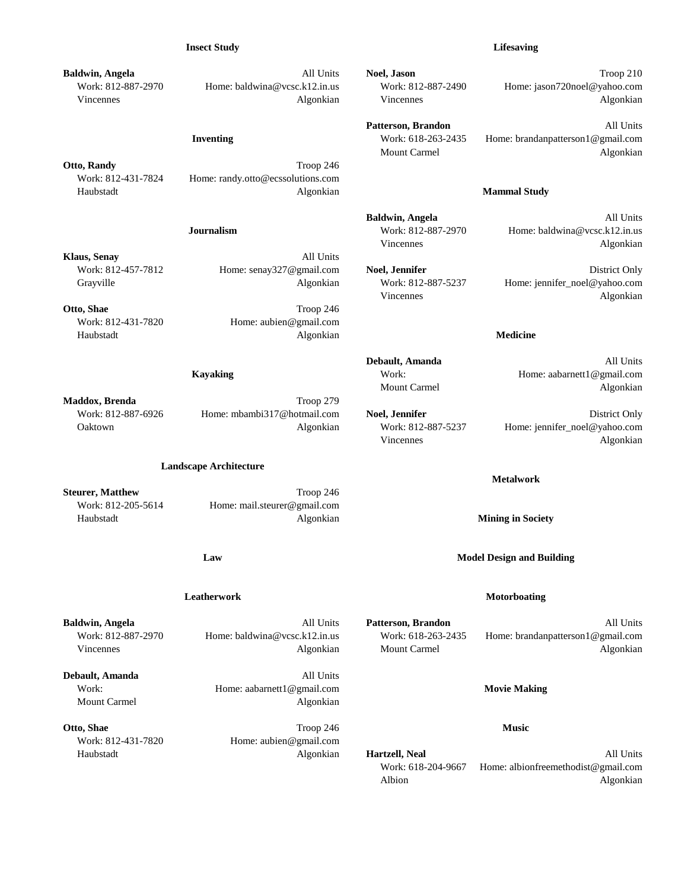### Insect Study

**Baldwin, Angela** — All Units
Work: 812-887-2970 — Home: baldwina@vcsc.k12.in.us
Vincennes — Algonkian

### Inventing

**Otto, Randy** — Troop 246
Work: 812-431-7824 — Home: randy.otto@ecssolutions.com
Haubstadt — Algonkian

### Journalism

**Klaus, Senay** — All Units
Work: 812-457-7812 — Home: senay327@gmail.com
Grayville — Algonkian

**Otto, Shae** — Troop 246
Work: 812-431-7820 — Home: aubien@gmail.com
Haubstadt — Algonkian

### Kayaking

**Maddox, Brenda** — Troop 279
Work: 812-887-6926 — Home: mbambi317@hotmail.com
Oaktown — Algonkian

### Landscape Architecture

**Steurer, Matthew** — Troop 246
Work: 812-205-5614 — Home: mail.steurer@gmail.com
Haubstadt — Algonkian

### Law

### Leatherwork

**Baldwin, Angela** — All Units
Work: 812-887-2970 — Home: baldwina@vcsc.k12.in.us
Vincennes — Algonkian

**Debault, Amanda** — All Units
Work: — Home: aabarnett1@gmail.com
Mount Carmel — Algonkian

**Otto, Shae** — Troop 246
Work: 812-431-7820 — Home: aubien@gmail.com
Haubstadt — Algonkian

### Lifesaving

**Noel, Jason** — Troop 210
Work: 812-887-2490 — Home: jason720noel@yahoo.com
Vincennes — Algonkian

**Patterson, Brandon** — All Units
Work: 618-263-2435 — Home: brandanpatterson1@gmail.com
Mount Carmel — Algonkian

### Mammal Study

**Baldwin, Angela** — All Units
Work: 812-887-2970 — Home: baldwina@vcsc.k12.in.us
Vincennes — Algonkian

**Noel, Jennifer** — District Only
Work: 812-887-5237 — Home: jennifer_noel@yahoo.com
Vincennes — Algonkian

### Medicine

**Debault, Amanda** — All Units
Work: — Home: aabarnett1@gmail.com
Mount Carmel — Algonkian

**Noel, Jennifer** — District Only
Work: 812-887-5237 — Home: jennifer_noel@yahoo.com
Vincennes — Algonkian

### Metalwork

### Mining in Society

### Model Design and Building

### Motorboating

**Patterson, Brandon** — All Units
Work: 618-263-2435 — Home: brandanpatterson1@gmail.com
Mount Carmel — Algonkian

### Movie Making

### Music

**Hartzell, Neal** — All Units
Work: 618-204-9667 — Home: albionfreemethodist@gmail.com
Albion — Algonkian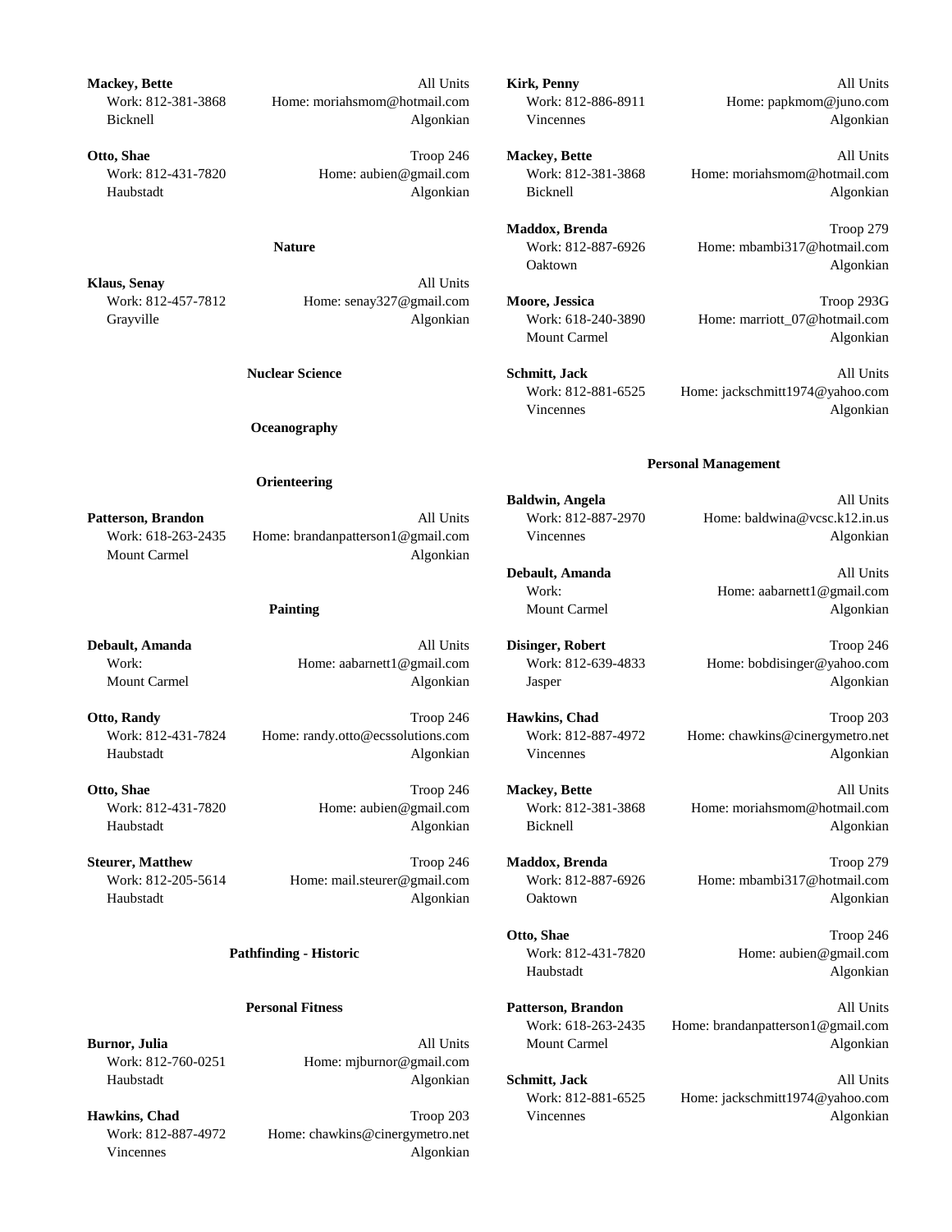**Mackey, Bette** All Units
Work: 812-381-3868 Home: moriahsmom@hotmail.com
Bicknell Algonkian

**Otto, Shae** Troop 246
Work: 812-431-7820 Home: aubien@gmail.com
Haubstadt Algonkian

### Nature

**Klaus, Senay** All Units
Work: 812-457-7812 Home: senay327@gmail.com
Grayville Algonkian

### Nuclear Science

### Oceanography

### Orienteering

**Patterson, Brandon** All Units
Work: 618-263-2435 Home: brandanpatterson1@gmail.com
Mount Carmel Algonkian

### Painting

**Debault, Amanda** All Units
Work: Home: aabarnett1@gmail.com
Mount Carmel Algonkian

**Otto, Randy** Troop 246
Work: 812-431-7824 Home: randy.otto@ecssolutions.com
Haubstadt Algonkian

**Otto, Shae** Troop 246
Work: 812-431-7820 Home: aubien@gmail.com
Haubstadt Algonkian

**Steurer, Matthew** Troop 246
Work: 812-205-5614 Home: mail.steurer@gmail.com
Haubstadt Algonkian

### Pathfinding - Historic

### Personal Fitness

**Burnor, Julia** All Units
Work: 812-760-0251 Home: mjburnor@gmail.com
Haubstadt Algonkian

**Hawkins, Chad** Troop 203
Work: 812-887-4972 Home: chawkins@cinergymetro.net
Vincennes Algonkian

**Kirk, Penny** All Units
Work: 812-886-8911 Home: papkmom@juno.com
Vincennes Algonkian

**Mackey, Bette** All Units
Work: 812-381-3868 Home: moriahsmom@hotmail.com
Bicknell Algonkian

**Maddox, Brenda** Troop 279
Work: 812-887-6926 Home: mbambi317@hotmail.com
Oaktown Algonkian

**Moore, Jessica** Troop 293G
Work: 618-240-3890 Home: marriott_07@hotmail.com
Mount Carmel Algonkian

**Schmitt, Jack** All Units
Work: 812-881-6525 Home: jackschmitt1974@yahoo.com
Vincennes Algonkian

### Personal Management

**Baldwin, Angela** All Units
Work: 812-887-2970 Home: baldwina@vcsc.k12.in.us
Vincennes Algonkian

**Debault, Amanda** All Units
Work: Home: aabarnett1@gmail.com
Mount Carmel Algonkian

**Disinger, Robert** Troop 246
Work: 812-639-4833 Home: bobdisinger@yahoo.com
Jasper Algonkian

**Hawkins, Chad** Troop 203
Work: 812-887-4972 Home: chawkins@cinergymetro.net
Vincennes Algonkian

**Mackey, Bette** All Units
Work: 812-381-3868 Home: moriahsmom@hotmail.com
Bicknell Algonkian

**Maddox, Brenda** Troop 279
Work: 812-887-6926 Home: mbambi317@hotmail.com
Oaktown Algonkian

**Otto, Shae** Troop 246
Work: 812-431-7820 Home: aubien@gmail.com
Haubstadt Algonkian

**Patterson, Brandon** All Units
Work: 618-263-2435 Home: brandanpatterson1@gmail.com
Mount Carmel Algonkian

**Schmitt, Jack** All Units
Work: 812-881-6525 Home: jackschmitt1974@yahoo.com
Vincennes Algonkian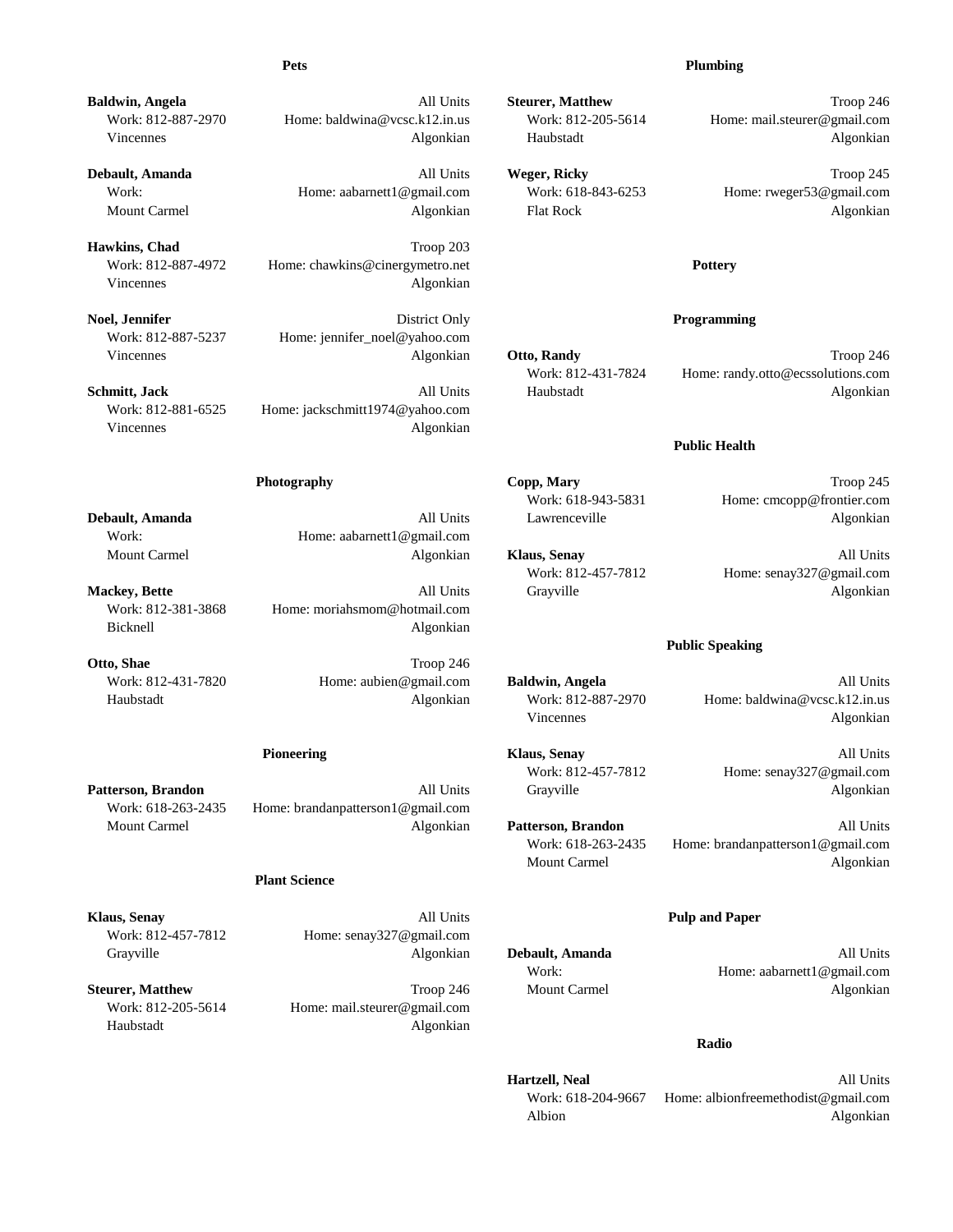## Pets

**Baldwin, Angela** All Units
Work: 812-887-2970 Home: baldwina@vcsc.k12.in.us
Vincennes Algonkian

**Debault, Amanda** All Units
Work: Home: aabarnett1@gmail.com
Mount Carmel Algonkian

**Hawkins, Chad** Troop 203
Work: 812-887-4972 Home: chawkins@cinergymetro.net
Vincennes Algonkian

**Noel, Jennifer** District Only
Work: 812-887-5237 Home: jennifer_noel@yahoo.com
Vincennes Algonkian

**Schmitt, Jack** All Units
Work: 812-881-6525 Home: jackschmitt1974@yahoo.com
Vincennes Algonkian

## Photography

**Debault, Amanda** All Units
Work: Home: aabarnett1@gmail.com
Mount Carmel Algonkian

**Mackey, Bette** All Units
Work: 812-381-3868 Home: moriahsmom@hotmail.com
Bicknell Algonkian

**Otto, Shae** Troop 246
Work: 812-431-7820 Home: aubien@gmail.com
Haubstadt Algonkian

## Pioneering

**Patterson, Brandon** All Units
Work: 618-263-2435 Home: brandanpatterson1@gmail.com
Mount Carmel Algonkian

## Plant Science

**Klaus, Senay** All Units
Work: 812-457-7812 Home: senay327@gmail.com
Grayville Algonkian

**Steurer, Matthew** Troop 246
Work: 812-205-5614 Home: mail.steurer@gmail.com
Haubstadt Algonkian

## Plumbing

**Steurer, Matthew** Troop 246
Work: 812-205-5614 Home: mail.steurer@gmail.com
Haubstadt Algonkian

**Weger, Ricky** Troop 245
Work: 618-843-6253 Home: rweger53@gmail.com
Flat Rock Algonkian

## Pottery

## Programming

**Otto, Randy** Troop 246
Work: 812-431-7824 Home: randy.otto@ecssolutions.com
Haubstadt Algonkian

## Public Health

**Copp, Mary** Troop 245
Work: 618-943-5831 Home: cmcopp@frontier.com
Lawrenceville Algonkian

**Klaus, Senay** All Units
Work: 812-457-7812 Home: senay327@gmail.com
Grayville Algonkian

## Public Speaking

**Baldwin, Angela** All Units
Work: 812-887-2970 Home: baldwina@vcsc.k12.in.us
Vincennes Algonkian

**Klaus, Senay** All Units
Work: 812-457-7812 Home: senay327@gmail.com
Grayville Algonkian

**Patterson, Brandon** All Units
Work: 618-263-2435 Home: brandanpatterson1@gmail.com
Mount Carmel Algonkian

## Pulp and Paper

**Debault, Amanda** All Units
Work: Home: aabarnett1@gmail.com
Mount Carmel Algonkian

## Radio

**Hartzell, Neal** All Units
Work: 618-204-9667 Home: albionfreemethodist@gmail.com
Albion Algonkian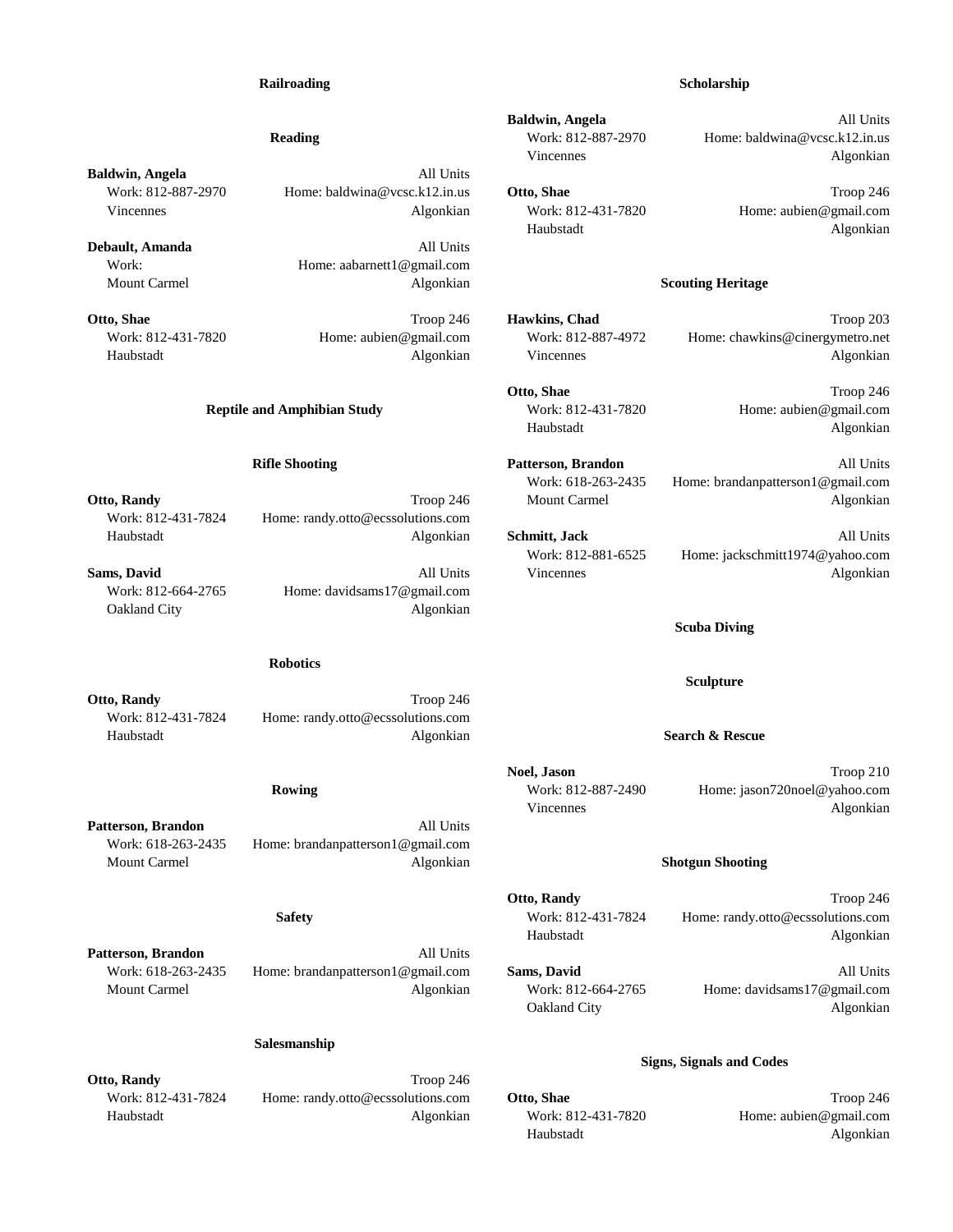### Railroading

### Reading

**Baldwin, Angela** All Units
Work: 812-887-2970 Home: baldwina@vcsc.k12.in.us
Vincennes Algonkian

**Debault, Amanda** All Units
Work: Home: aabarnett1@gmail.com
Mount Carmel Algonkian

**Otto, Shae** Troop 246
Work: 812-431-7820 Home: aubien@gmail.com
Haubstadt Algonkian

### Reptile and Amphibian Study

### Rifle Shooting

**Otto, Randy** Troop 246
Work: 812-431-7824 Home: randy.otto@ecssolutions.com
Haubstadt Algonkian

**Sams, David** All Units
Work: 812-664-2765 Home: davidsams17@gmail.com
Oakland City Algonkian

### Robotics

**Otto, Randy** Troop 246
Work: 812-431-7824 Home: randy.otto@ecssolutions.com
Haubstadt Algonkian

### Rowing

**Patterson, Brandon** All Units
Work: 618-263-2435 Home: brandanpatterson1@gmail.com
Mount Carmel Algonkian

### Safety

**Patterson, Brandon** All Units
Work: 618-263-2435 Home: brandanpatterson1@gmail.com
Mount Carmel Algonkian

### Salesmanship

**Otto, Randy** Troop 246
Work: 812-431-7824 Home: randy.otto@ecssolutions.com
Haubstadt Algonkian

### Scholarship

**Baldwin, Angela** All Units
Work: 812-887-2970 Home: baldwina@vcsc.k12.in.us
Vincennes Algonkian

**Otto, Shae** Troop 246
Work: 812-431-7820 Home: aubien@gmail.com
Haubstadt Algonkian

### Scouting Heritage

**Hawkins, Chad** Troop 203
Work: 812-887-4972 Home: chawkins@cinergymetro.net
Vincennes Algonkian

**Otto, Shae** Troop 246
Work: 812-431-7820 Home: aubien@gmail.com
Haubstadt Algonkian

**Patterson, Brandon** All Units
Work: 618-263-2435 Home: brandanpatterson1@gmail.com
Mount Carmel Algonkian

**Schmitt, Jack** All Units
Work: 812-881-6525 Home: jackschmitt1974@yahoo.com
Vincennes Algonkian

### Scuba Diving

### Sculpture

### Search & Rescue

**Noel, Jason** Troop 210
Work: 812-887-2490 Home: jason720noel@yahoo.com
Vincennes Algonkian

### Shotgun Shooting

**Otto, Randy** Troop 246
Work: 812-431-7824 Home: randy.otto@ecssolutions.com
Haubstadt Algonkian

**Sams, David** All Units
Work: 812-664-2765 Home: davidsams17@gmail.com
Oakland City Algonkian

### Signs, Signals and Codes

**Otto, Shae** Troop 246
Work: 812-431-7820 Home: aubien@gmail.com
Haubstadt Algonkian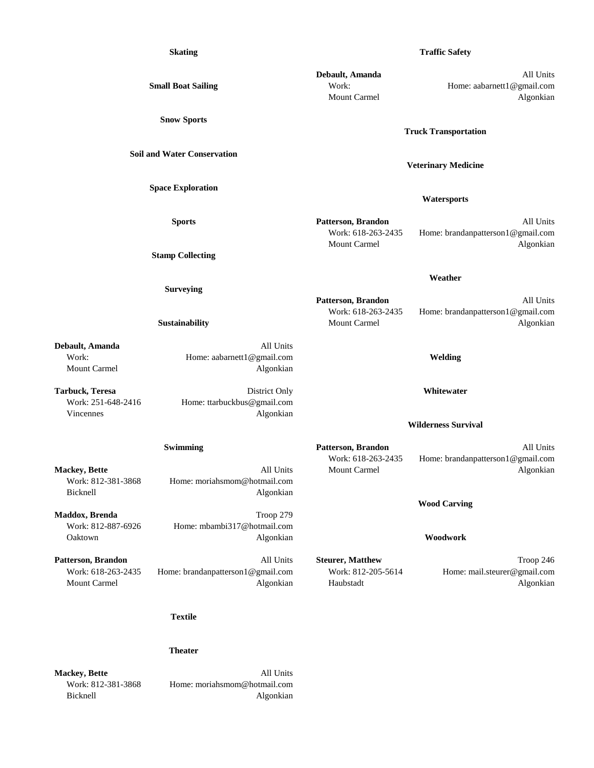### Skating

### Small Boat Sailing

### Snow Sports

### Soil and Water Conservation

### Space Exploration

### Sports

### Stamp Collecting

### Surveying

### Sustainability

**Debault, Amanda** — All Units
Work: — Home: aabarnett1@gmail.com
Mount Carmel — Algonkian

**Tarbuck, Teresa** — District Only
Work: 251-648-2416 — Home: ttarbuckbus@gmail.com
Vincennes — Algonkian

### Swimming

**Mackey, Bette** — All Units
Work: 812-381-3868 — Home: moriahsmom@hotmail.com
Bicknell — Algonkian

**Maddox, Brenda** — Troop 279
Work: 812-887-6926 — Home: mbambi317@hotmail.com
Oaktown — Algonkian

**Patterson, Brandon** — All Units
Work: 618-263-2435 — Home: brandanpatterson1@gmail.com
Mount Carmel — Algonkian

### Textile

### Theater

**Mackey, Bette** — All Units
Work: 812-381-3868 — Home: moriahsmom@hotmail.com
Bicknell — Algonkian

### Traffic Safety

**Debault, Amanda** — All Units
Work: — Home: aabarnett1@gmail.com
Mount Carmel — Algonkian

### Truck Transportation

### Veterinary Medicine

### Watersports

**Patterson, Brandon** — All Units
Work: 618-263-2435 — Home: brandanpatterson1@gmail.com
Mount Carmel — Algonkian

### Weather

**Patterson, Brandon** — All Units
Work: 618-263-2435 — Home: brandanpatterson1@gmail.com
Mount Carmel — Algonkian

### Welding

### Whitewater

### Wilderness Survival

**Patterson, Brandon** — All Units
Work: 618-263-2435 — Home: brandanpatterson1@gmail.com
Mount Carmel — Algonkian

### Wood Carving

### Woodwork

**Steurer, Matthew** — Troop 246
Work: 812-205-5614 — Home: mail.steurer@gmail.com
Haubstadt — Algonkian